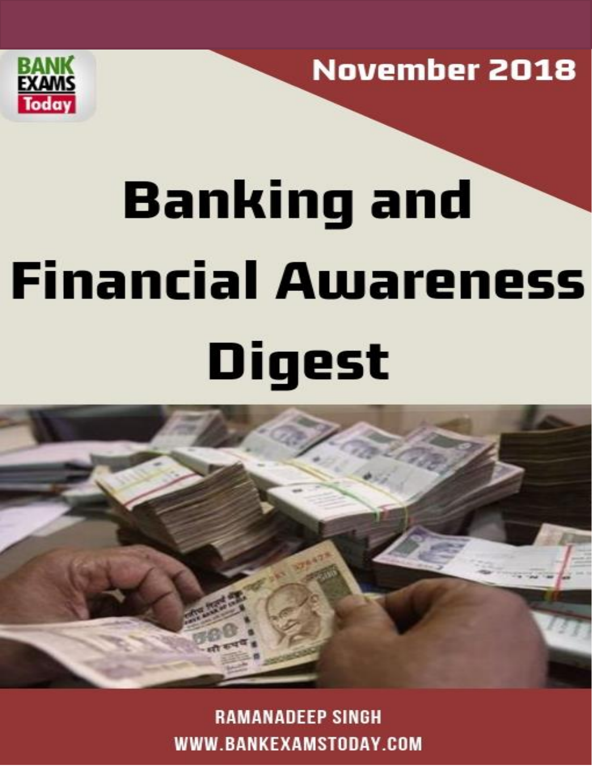BANK EXAMS Today

November 2018

# Banking and Financial Awareness Digest

RAMANADEEP SINGH

WWW.BANKEXAMSTODAY.COM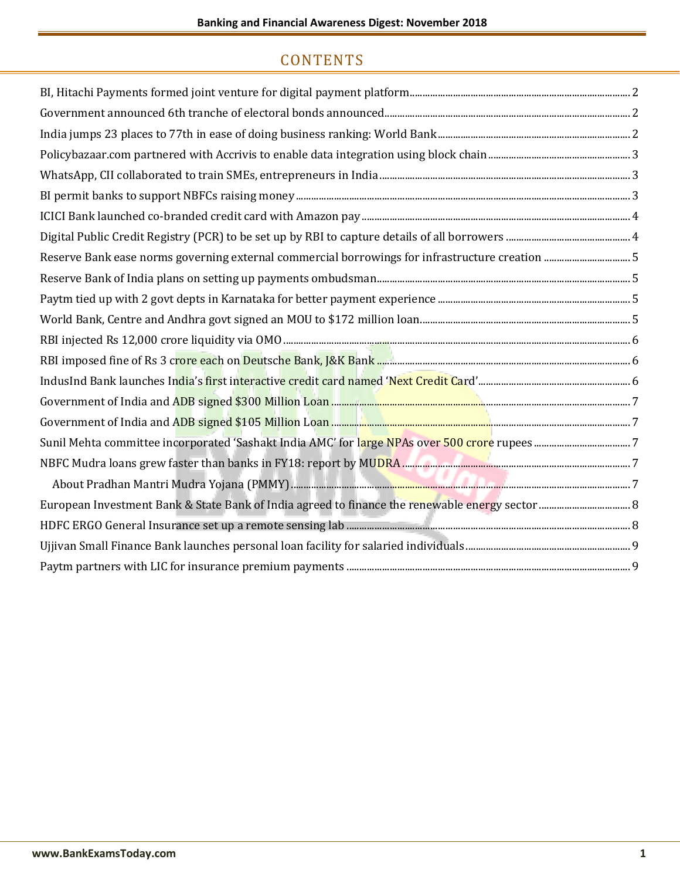# CONTENTS

- BI, Hitachi Payments formed joint venture for digital payment platform ........ 2
- Government announced 6th tranche of electoral bonds announced ........ 2
- India jumps 23 places to 77th in ease of doing business ranking: World Bank ........ 2
- Policybazaar.com partnered with Accrivis to enable data integration using block chain ........ 3
- WhatsApp, CII collaborated to train SMEs, entrepreneurs in India ........ 3
- BI permit banks to support NBFCs raising money ........ 3
- ICICI Bank launched co-branded credit card with Amazon pay ........ 4
- Digital Public Credit Registry (PCR) to be set up by RBI to capture details of all borrowers ........ 4
- Reserve Bank ease norms governing external commercial borrowings for infrastructure creation ........ 5
- Reserve Bank of India plans on setting up payments ombudsman ........ 5
- Paytm tied up with 2 govt depts in Karnataka for better payment experience ........ 5
- World Bank, Centre and Andhra govt signed an MOU to $172 million loan ........ 5
- RBI injected Rs 12,000 crore liquidity via OMO ........ 6
- RBI imposed fine of Rs 3 crore each on Deutsche Bank, J&K Bank ........ 6
- IndusInd Bank launches India's first interactive credit card named 'Next Credit Card' ........ 6
- Government of India and ADB signed $300 Million Loan ........ 7
- Government of India and ADB signed $105 Million Loan ........ 7
- Sunil Mehta committee incorporated 'Sashakt India AMC' for large NPAs over 500 crore rupees ........ 7
- NBFC Mudra loans grew faster than banks in FY18: report by MUDRA ........ 7
  - About Pradhan Mantri Mudra Yojana (PMMY) ........ 7
- European Investment Bank & State Bank of India agreed to finance the renewable energy sector ........ 8
- HDFC ERGO General Insurance set up a remote sensing lab ........ 8
- Ujjivan Small Finance Bank launches personal loan facility for salaried individuals ........ 9
- Paytm partners with LIC for insurance premium payments ........ 9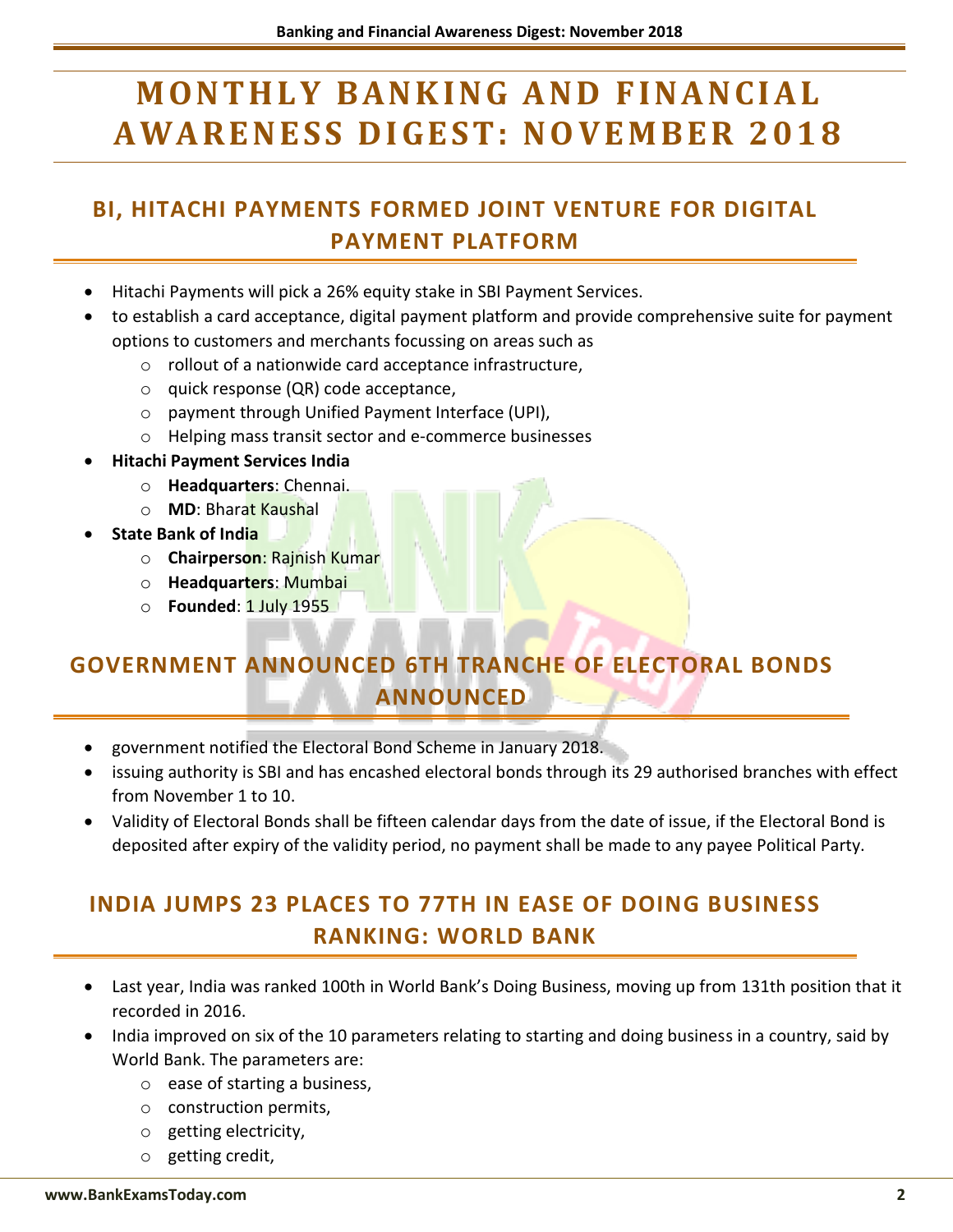# MONTHLY BANKING AND FINANCIAL AWARENESS DIGEST: NOVEMBER 2018

## BI, HITACHI PAYMENTS FORMED JOINT VENTURE FOR DIGITAL PAYMENT PLATFORM

- Hitachi Payments will pick a 26% equity stake in SBI Payment Services.
- to establish a card acceptance, digital payment platform and provide comprehensive suite for payment options to customers and merchants focussing on areas such as
  - rollout of a nationwide card acceptance infrastructure,
  - quick response (QR) code acceptance,
  - payment through Unified Payment Interface (UPI),
  - Helping mass transit sector and e-commerce businesses
- **Hitachi Payment Services India**
  - **Headquarters**: Chennai.
  - **MD**: Bharat Kaushal
- **State Bank of India**
  - **Chairperson**: Rajnish Kumar
  - **Headquarters**: Mumbai
  - **Founded**: 1 July 1955

## GOVERNMENT ANNOUNCED 6TH TRANCHE OF ELECTORAL BONDS ANNOUNCED

- government notified the Electoral Bond Scheme in January 2018.
- issuing authority is SBI and has encashed electoral bonds through its 29 authorised branches with effect from November 1 to 10.
- Validity of Electoral Bonds shall be fifteen calendar days from the date of issue, if the Electoral Bond is deposited after expiry of the validity period, no payment shall be made to any payee Political Party.

## INDIA JUMPS 23 PLACES TO 77TH IN EASE OF DOING BUSINESS RANKING: WORLD BANK

- Last year, India was ranked 100th in World Bank's Doing Business, moving up from 131th position that it recorded in 2016.
- India improved on six of the 10 parameters relating to starting and doing business in a country, said by World Bank. The parameters are:
  - ease of starting a business,
  - construction permits,
  - getting electricity,
  - getting credit,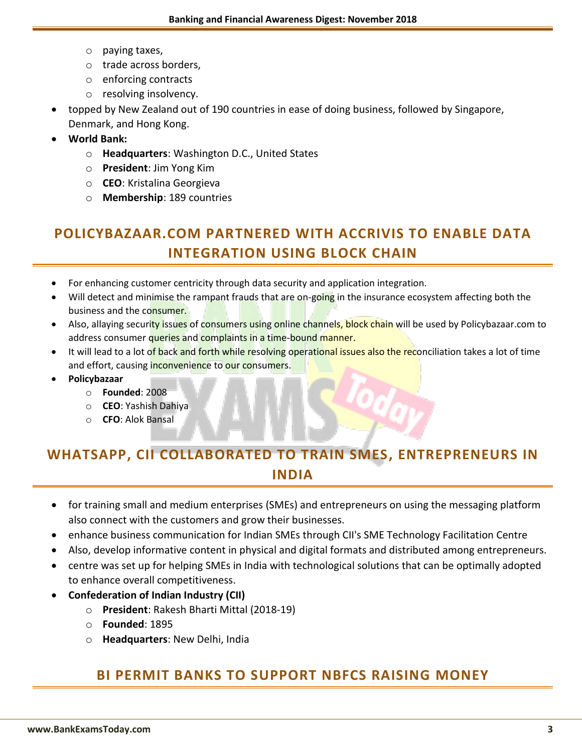- paying taxes,
  - trade across borders,
  - enforcing contracts
  - resolving insolvency.
- topped by New Zealand out of 190 countries in ease of doing business, followed by Singapore, Denmark, and Hong Kong.
- **World Bank:**
  - **Headquarters**: Washington D.C., United States
  - **President**: Jim Yong Kim
  - **CEO**: Kristalina Georgieva
  - **Membership**: 189 countries

## POLICYBAZAAR.COM PARTNERED WITH ACCRIVIS TO ENABLE DATA INTEGRATION USING BLOCK CHAIN

- For enhancing customer centricity through data security and application integration.
- Will detect and minimise the rampant frauds that are on-going in the insurance ecosystem affecting both the business and the consumer.
- Also, allaying security issues of consumers using online channels, block chain will be used by Policybazaar.com to address consumer queries and complaints in a time-bound manner.
- It will lead to a lot of back and forth while resolving operational issues also the reconciliation takes a lot of time and effort, causing inconvenience to our consumers.
- **Policybazaar**
  - **Founded**: 2008
  - **CEO**: Yashish Dahiya
  - **CFO**: Alok Bansal

## WHATSAPP, CII COLLABORATED TO TRAIN SMES, ENTREPRENEURS IN INDIA

- for training small and medium enterprises (SMEs) and entrepreneurs on using the messaging platform also connect with the customers and grow their businesses.
- enhance business communication for Indian SMEs through CII's SME Technology Facilitation Centre
- Also, develop informative content in physical and digital formats and distributed among entrepreneurs.
- centre was set up for helping SMEs in India with technological solutions that can be optimally adopted to enhance overall competitiveness.
- **Confederation of Indian Industry (CII)**
  - **President**: Rakesh Bharti Mittal (2018-19)
  - **Founded**: 1895
  - **Headquarters**: New Delhi, India

## BI PERMIT BANKS TO SUPPORT NBFCS RAISING MONEY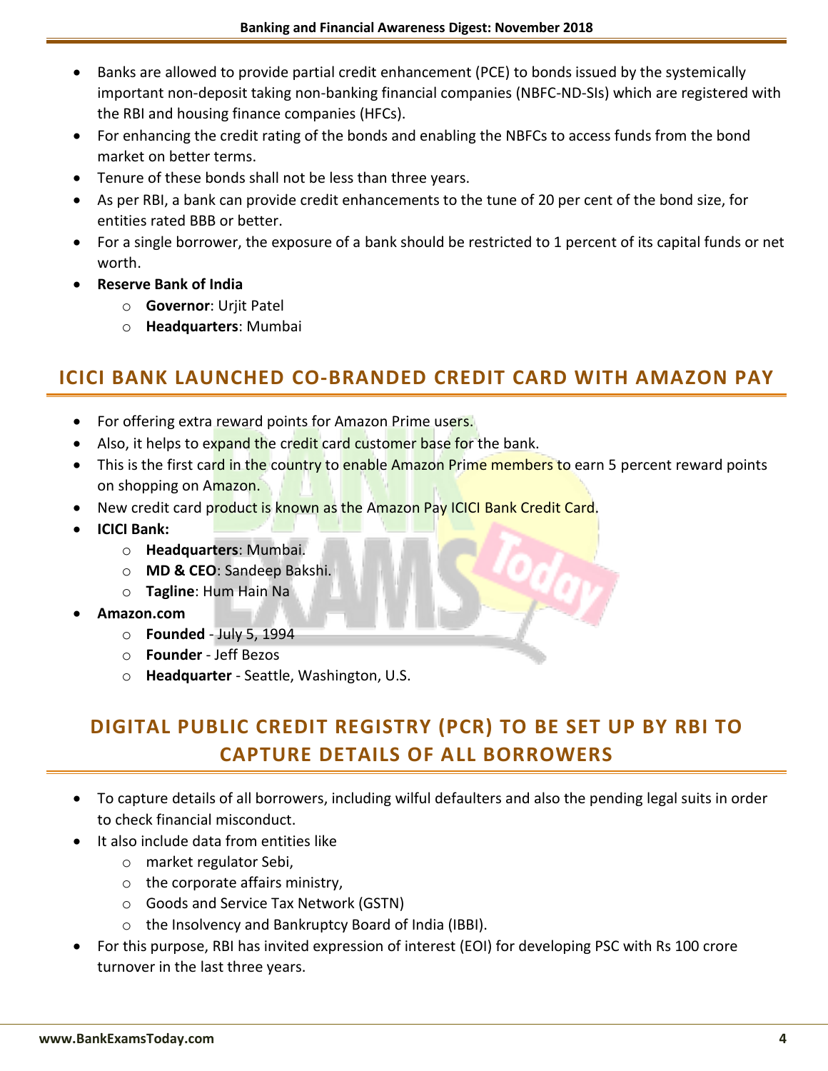- Banks are allowed to provide partial credit enhancement (PCE) to bonds issued by the systemically important non-deposit taking non-banking financial companies (NBFC-ND-SIs) which are registered with the RBI and housing finance companies (HFCs).
- For enhancing the credit rating of the bonds and enabling the NBFCs to access funds from the bond market on better terms.
- Tenure of these bonds shall not be less than three years.
- As per RBI, a bank can provide credit enhancements to the tune of 20 per cent of the bond size, for entities rated BBB or better.
- For a single borrower, the exposure of a bank should be restricted to 1 percent of its capital funds or net worth.
- **Reserve Bank of India**
  - **Governor**: Urjit Patel
  - **Headquarters**: Mumbai

## ICICI BANK LAUNCHED CO-BRANDED CREDIT CARD WITH AMAZON PAY

- For offering extra reward points for Amazon Prime users.
- Also, it helps to expand the credit card customer base for the bank.
- This is the first card in the country to enable Amazon Prime members to earn 5 percent reward points on shopping on Amazon.
- New credit card product is known as the Amazon Pay ICICI Bank Credit Card.
- **ICICI Bank:**
  - **Headquarters**: Mumbai.
  - **MD & CEO**: Sandeep Bakshi.
  - **Tagline**: Hum Hain Na
- **Amazon.com**
  - **Founded** - July 5, 1994
  - **Founder** - Jeff Bezos
  - **Headquarter** - Seattle, Washington, U.S.

## DIGITAL PUBLIC CREDIT REGISTRY (PCR) TO BE SET UP BY RBI TO CAPTURE DETAILS OF ALL BORROWERS

- To capture details of all borrowers, including wilful defaulters and also the pending legal suits in order to check financial misconduct.
- It also include data from entities like
  - market regulator Sebi,
  - the corporate affairs ministry,
  - Goods and Service Tax Network (GSTN)
  - the Insolvency and Bankruptcy Board of India (IBBI).
- For this purpose, RBI has invited expression of interest (EOI) for developing PSC with Rs 100 crore turnover in the last three years.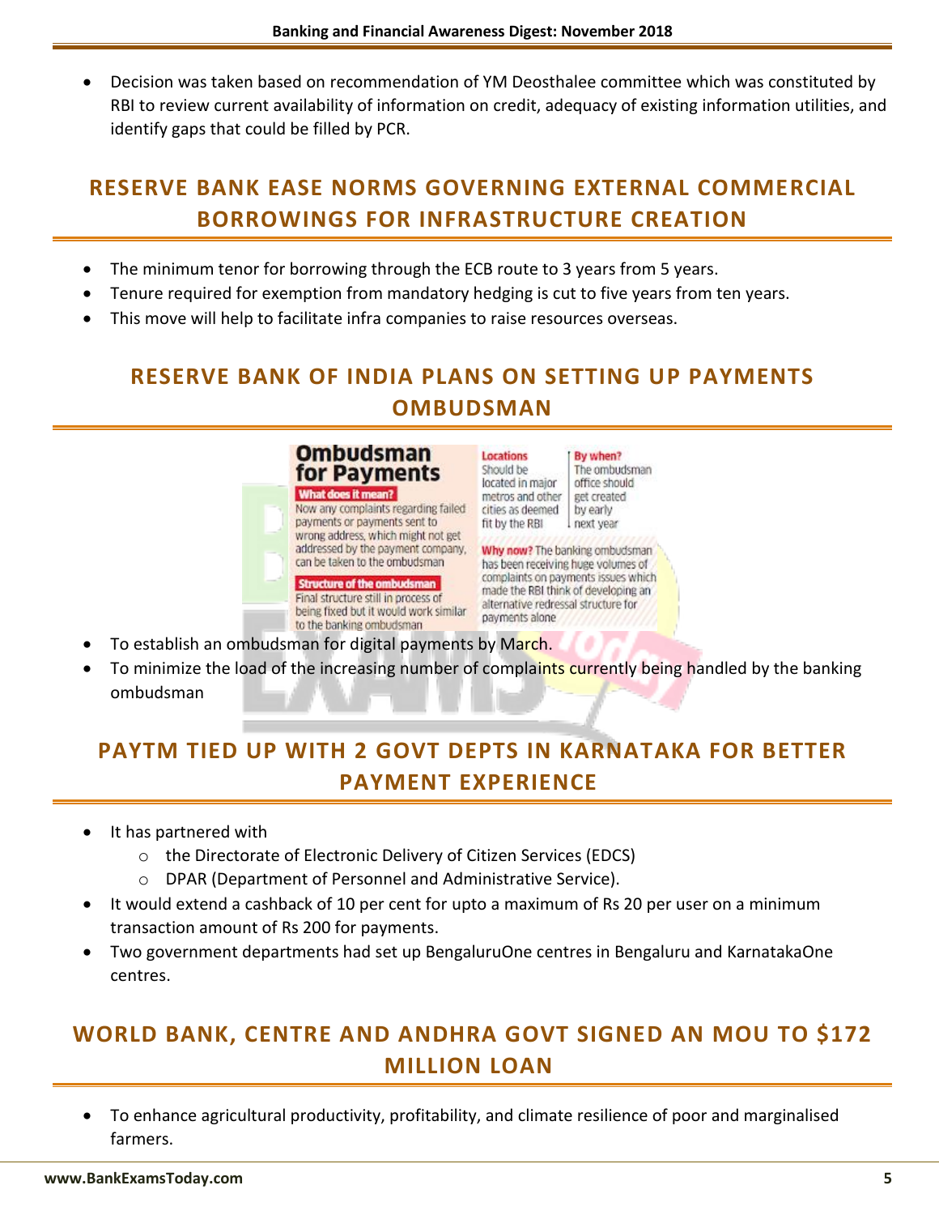- Decision was taken based on recommendation of YM Deosthalee committee which was constituted by RBI to review current availability of information on credit, adequacy of existing information utilities, and identify gaps that could be filled by PCR.

## RESERVE BANK EASE NORMS GOVERNING EXTERNAL COMMERCIAL BORROWINGS FOR INFRASTRUCTURE CREATION

- The minimum tenor for borrowing through the ECB route to 3 years from 5 years.
- Tenure required for exemption from mandatory hedging is cut to five years from ten years.
- This move will help to facilitate infra companies to raise resources overseas.

## RESERVE BANK OF INDIA PLANS ON SETTING UP PAYMENTS OMBUDSMAN

**Ombudsman for Payments**

**What does it mean?**
Now any complaints regarding failed payments or payments sent to wrong address, which might not get addressed by the payment company, can be taken to the ombudsman

**Structure of the ombudsman**
Final structure still in process of being fixed but it would work similar to the banking ombudsman

**Locations**
Should be located in major metros and other cities as deemed fit by the RBI

**By when?**
The ombudsman office should get created by early next year

**Why now?** The banking ombudsman has been receiving huge volumes of complaints on payments issues which made the RBI think of developing an alternative redressal structure for payments alone

- To establish an ombudsman for digital payments by March.
- To minimize the load of the increasing number of complaints currently being handled by the banking ombudsman

## PAYTM TIED UP WITH 2 GOVT DEPTS IN KARNATAKA FOR BETTER PAYMENT EXPERIENCE

- It has partnered with
  - the Directorate of Electronic Delivery of Citizen Services (EDCS)
  - DPAR (Department of Personnel and Administrative Service).
- It would extend a cashback of 10 per cent for upto a maximum of Rs 20 per user on a minimum transaction amount of Rs 200 for payments.
- Two government departments had set up BengaluruOne centres in Bengaluru and KarnatakaOne centres.

## WORLD BANK, CENTRE AND ANDHRA GOVT SIGNED AN MOU TO $172 MILLION LOAN

- To enhance agricultural productivity, profitability, and climate resilience of poor and marginalised farmers.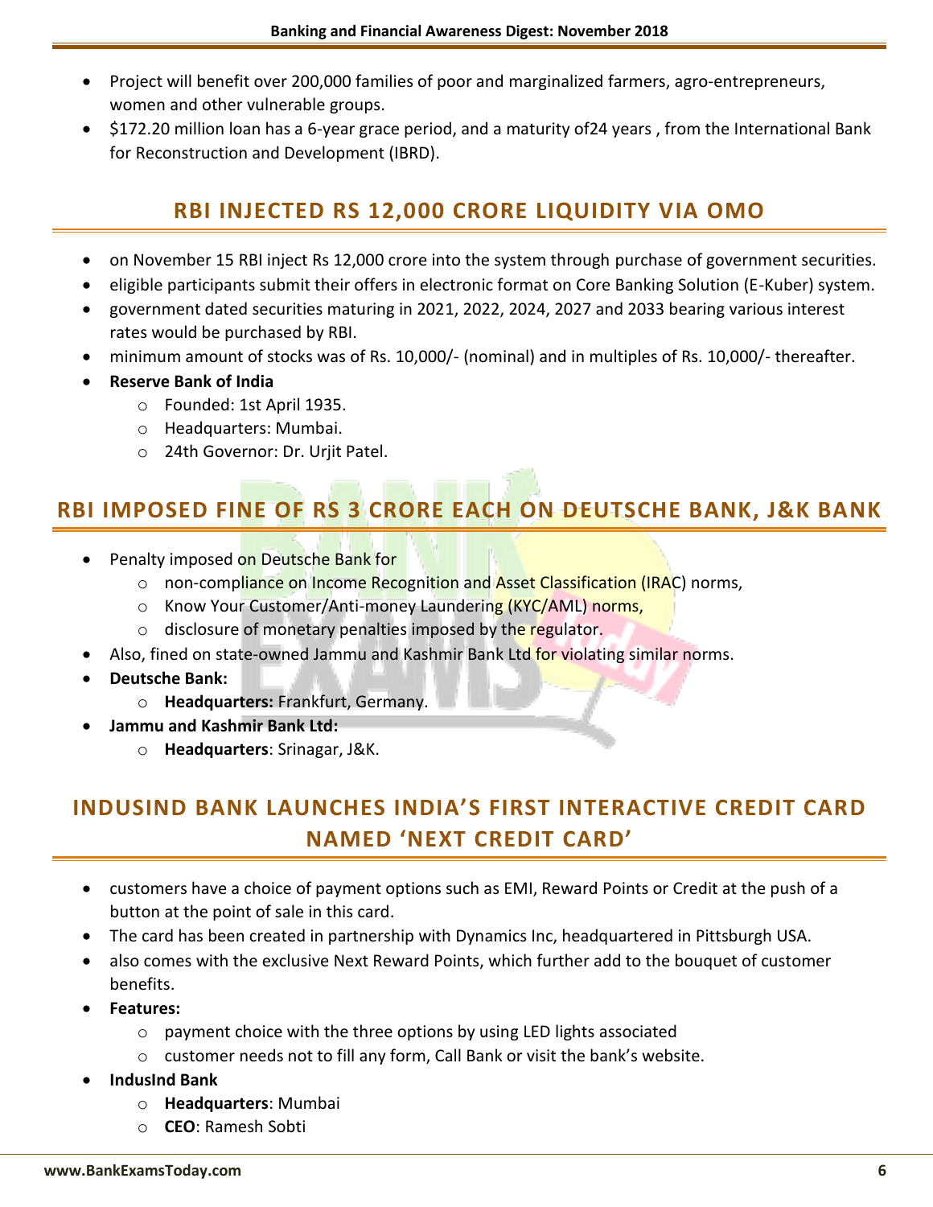- Project will benefit over 200,000 families of poor and marginalized farmers, agro-entrepreneurs, women and other vulnerable groups.
- $172.20 million loan has a 6-year grace period, and a maturity of24 years , from the International Bank for Reconstruction and Development (IBRD).

## RBI INJECTED RS 12,000 CRORE LIQUIDITY VIA OMO

- on November 15 RBI inject Rs 12,000 crore into the system through purchase of government securities.
- eligible participants submit their offers in electronic format on Core Banking Solution (E-Kuber) system.
- government dated securities maturing in 2021, 2022, 2024, 2027 and 2033 bearing various interest rates would be purchased by RBI.
- minimum amount of stocks was of Rs. 10,000/- (nominal) and in multiples of Rs. 10,000/- thereafter.
- **Reserve Bank of India**
  - Founded: 1st April 1935.
  - Headquarters: Mumbai.
  - 24th Governor: Dr. Urjit Patel.

## RBI IMPOSED FINE OF RS 3 CRORE EACH ON DEUTSCHE BANK, J&K BANK

- Penalty imposed on Deutsche Bank for
  - non-compliance on Income Recognition and Asset Classification (IRAC) norms,
  - Know Your Customer/Anti-money Laundering (KYC/AML) norms,
  - disclosure of monetary penalties imposed by the regulator.
- Also, fined on state-owned Jammu and Kashmir Bank Ltd for violating similar norms.
- **Deutsche Bank:**
  - **Headquarters:** Frankfurt, Germany.
- **Jammu and Kashmir Bank Ltd:**
  - **Headquarters**: Srinagar, J&K.

## INDUSIND BANK LAUNCHES INDIA'S FIRST INTERACTIVE CREDIT CARD NAMED 'NEXT CREDIT CARD'

- customers have a choice of payment options such as EMI, Reward Points or Credit at the push of a button at the point of sale in this card.
- The card has been created in partnership with Dynamics Inc, headquartered in Pittsburgh USA.
- also comes with the exclusive Next Reward Points, which further add to the bouquet of customer benefits.
- **Features:**
  - payment choice with the three options by using LED lights associated
  - customer needs not to fill any form, Call Bank or visit the bank's website.
- **IndusInd Bank**
  - **Headquarters**: Mumbai
  - **CEO**: Ramesh Sobti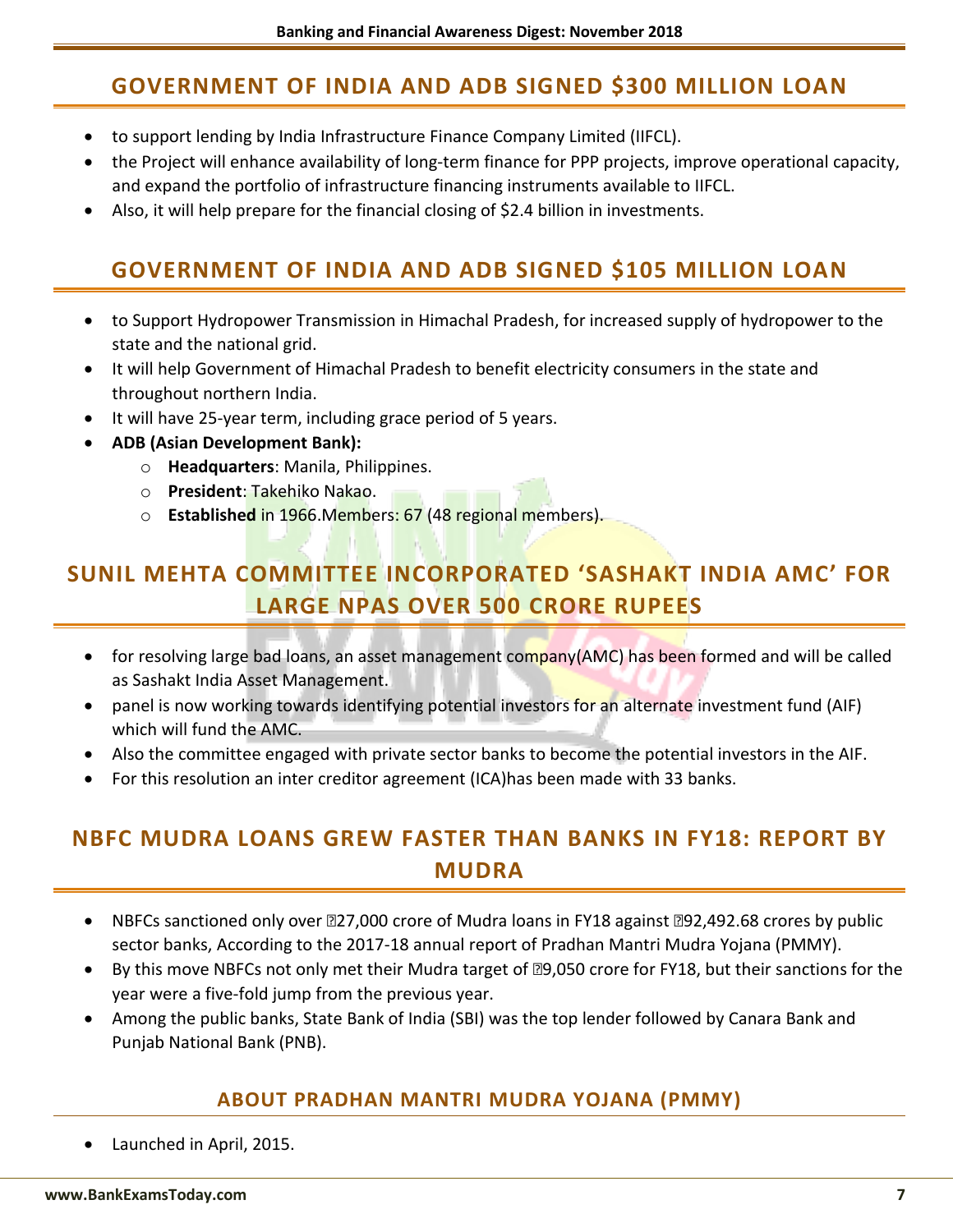## GOVERNMENT OF INDIA AND ADB SIGNED $300 MILLION LOAN

- to support lending by India Infrastructure Finance Company Limited (IIFCL).
- the Project will enhance availability of long-term finance for PPP projects, improve operational capacity, and expand the portfolio of infrastructure financing instruments available to IIFCL.
- Also, it will help prepare for the financial closing of $2.4 billion in investments.

## GOVERNMENT OF INDIA AND ADB SIGNED $105 MILLION LOAN

- to Support Hydropower Transmission in Himachal Pradesh, for increased supply of hydropower to the state and the national grid.
- It will help Government of Himachal Pradesh to benefit electricity consumers in the state and throughout northern India.
- It will have 25-year term, including grace period of 5 years.
- **ADB (Asian Development Bank):**
  - **Headquarters**: Manila, Philippines.
  - **President**: Takehiko Nakao.
  - **Established** in 1966.Members: 67 (48 regional members).

## SUNIL MEHTA COMMITTEE INCORPORATED 'SASHAKT INDIA AMC' FOR LARGE NPAS OVER 500 CRORE RUPEES

- for resolving large bad loans, an asset management company(AMC) has been formed and will be called as Sashakt India Asset Management.
- panel is now working towards identifying potential investors for an alternate investment fund (AIF) which will fund the AMC.
- Also the committee engaged with private sector banks to become the potential investors in the AIF.
- For this resolution an inter creditor agreement (ICA)has been made with 33 banks.

## NBFC MUDRA LOANS GREW FASTER THAN BANKS IN FY18: REPORT BY MUDRA

- NBFCs sanctioned only over ₹27,000 crore of Mudra loans in FY18 against ₹92,492.68 crores by public sector banks, According to the 2017-18 annual report of Pradhan Mantri Mudra Yojana (PMMY).
- By this move NBFCs not only met their Mudra target of ₹9,050 crore for FY18, but their sanctions for the year were a five-fold jump from the previous year.
- Among the public banks, State Bank of India (SBI) was the top lender followed by Canara Bank and Punjab National Bank (PNB).

### ABOUT PRADHAN MANTRI MUDRA YOJANA (PMMY)

- Launched in April, 2015.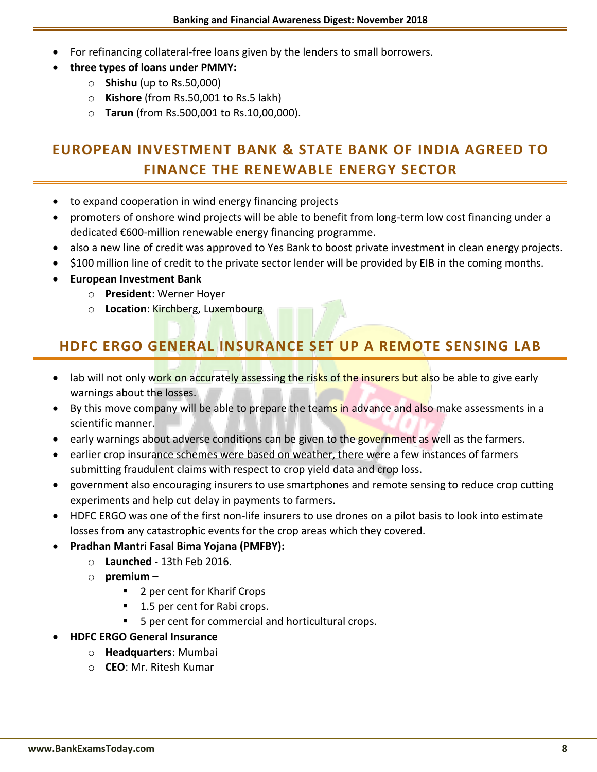- For refinancing collateral-free loans given by the lenders to small borrowers.
- **three types of loans under PMMY:**
  - **Shishu** (up to Rs.50,000)
  - **Kishore** (from Rs.50,001 to Rs.5 lakh)
  - **Tarun** (from Rs.500,001 to Rs.10,00,000).

## EUROPEAN INVESTMENT BANK & STATE BANK OF INDIA AGREED TO FINANCE THE RENEWABLE ENERGY SECTOR

- to expand cooperation in wind energy financing projects
- promoters of onshore wind projects will be able to benefit from long-term low cost financing under a dedicated €600-million renewable energy financing programme.
- also a new line of credit was approved to Yes Bank to boost private investment in clean energy projects.
- $100 million line of credit to the private sector lender will be provided by EIB in the coming months.
- **European Investment Bank**
  - **President**: Werner Hoyer
  - **Location**: Kirchberg, Luxembourg

## HDFC ERGO GENERAL INSURANCE SET UP A REMOTE SENSING LAB

- lab will not only work on accurately assessing the risks of the insurers but also be able to give early warnings about the losses.
- By this move company will be able to prepare the teams in advance and also make assessments in a scientific manner.
- early warnings about adverse conditions can be given to the government as well as the farmers.
- earlier crop insurance schemes were based on weather, there were a few instances of farmers submitting fraudulent claims with respect to crop yield data and crop loss.
- government also encouraging insurers to use smartphones and remote sensing to reduce crop cutting experiments and help cut delay in payments to farmers.
- HDFC ERGO was one of the first non-life insurers to use drones on a pilot basis to look into estimate losses from any catastrophic events for the crop areas which they covered.
- **Pradhan Mantri Fasal Bima Yojana (PMFBY):**
  - **Launched** - 13th Feb 2016.
  - **premium** –
    - 2 per cent for Kharif Crops
    - 1.5 per cent for Rabi crops.
    - 5 per cent for commercial and horticultural crops.
- **HDFC ERGO General Insurance**
  - **Headquarters**: Mumbai
  - **CEO**: Mr. Ritesh Kumar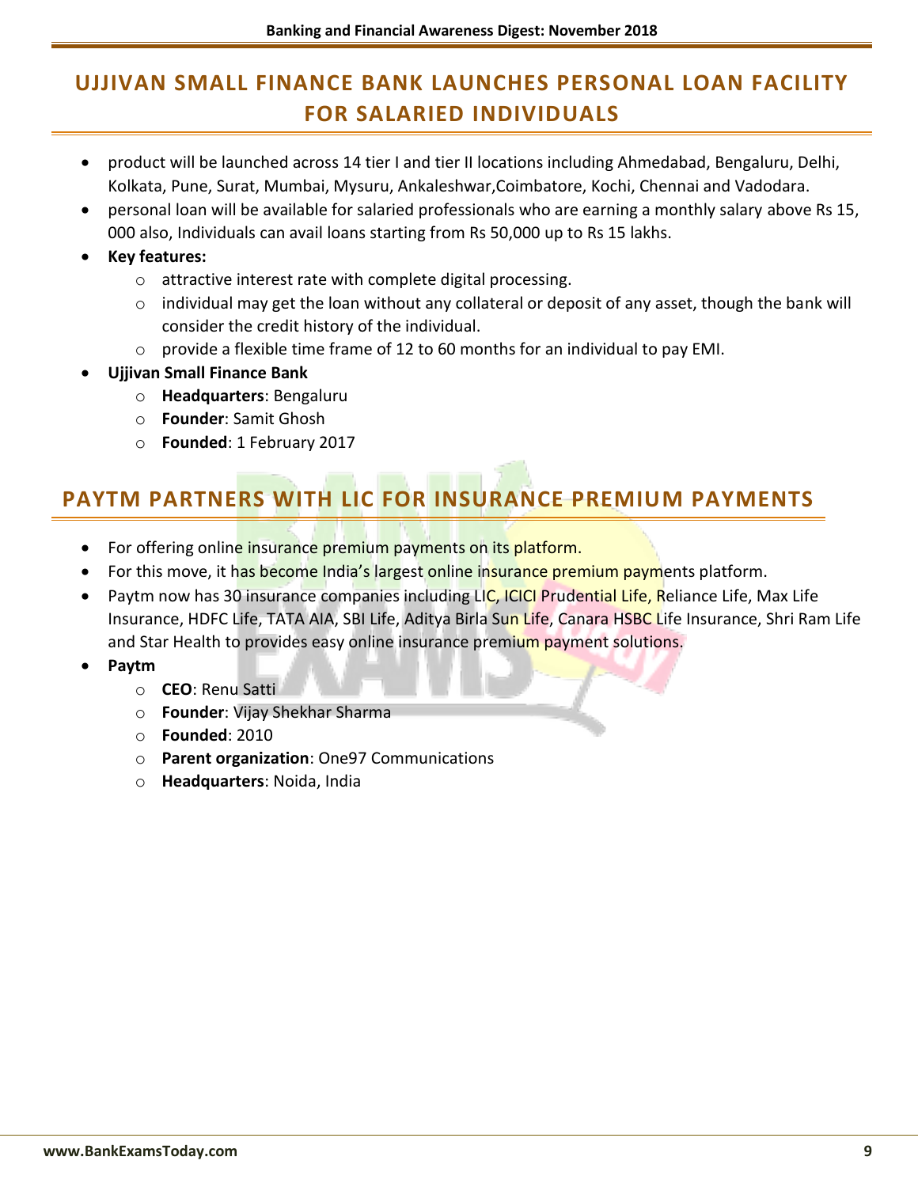## UJJIVAN SMALL FINANCE BANK LAUNCHES PERSONAL LOAN FACILITY FOR SALARIED INDIVIDUALS

- product will be launched across 14 tier I and tier II locations including Ahmedabad, Bengaluru, Delhi, Kolkata, Pune, Surat, Mumbai, Mysuru, Ankaleshwar,Coimbatore, Kochi, Chennai and Vadodara.
- personal loan will be available for salaried professionals who are earning a monthly salary above Rs 15, 000 also, Individuals can avail loans starting from Rs 50,000 up to Rs 15 lakhs.
- **Key features:**
  - attractive interest rate with complete digital processing.
  - individual may get the loan without any collateral or deposit of any asset, though the bank will consider the credit history of the individual.
  - provide a flexible time frame of 12 to 60 months for an individual to pay EMI.
- **Ujjivan Small Finance Bank**
  - **Headquarters**: Bengaluru
  - **Founder**: Samit Ghosh
  - **Founded**: 1 February 2017

## PAYTM PARTNERS WITH LIC FOR INSURANCE PREMIUM PAYMENTS

- For offering online insurance premium payments on its platform.
- For this move, it has become India's largest online insurance premium payments platform.
- Paytm now has 30 insurance companies including LIC, ICICI Prudential Life, Reliance Life, Max Life Insurance, HDFC Life, TATA AIA, SBI Life, Aditya Birla Sun Life, Canara HSBC Life Insurance, Shri Ram Life and Star Health to provides easy online insurance premium payment solutions.
- **Paytm**
  - **CEO**: Renu Satti
  - **Founder**: Vijay Shekhar Sharma
  - **Founded**: 2010
  - **Parent organization**: One97 Communications
  - **Headquarters**: Noida, India